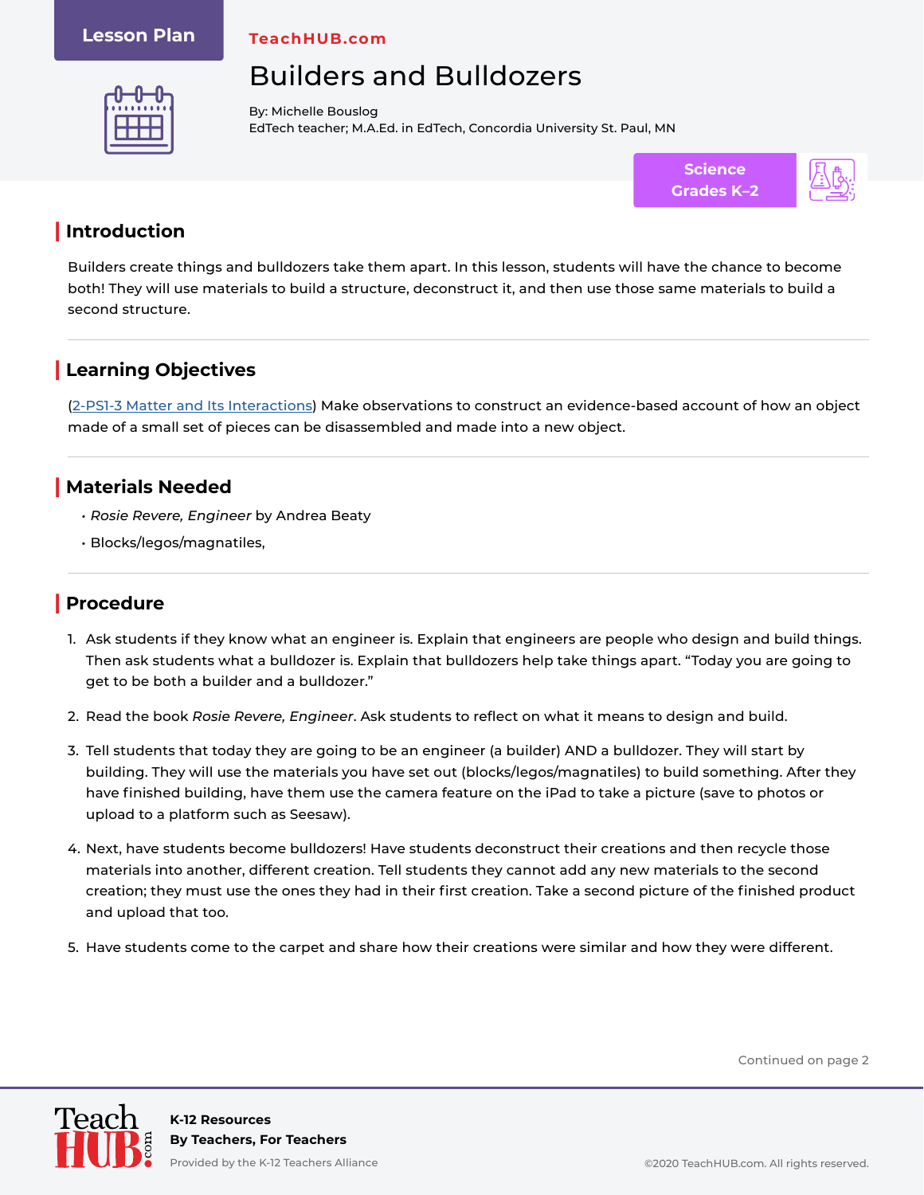Lesson Plan

TeachHUB.com

# Builders and Bulldozers

By: Michelle Bouslog
EdTech teacher; M.A.Ed. in EdTech, Concordia University St. Paul, MN

Science
Grades K–2

## Introduction

Builders create things and bulldozers take them apart. In this lesson, students will have the chance to become both! They will use materials to build a structure, deconstruct it, and then use those same materials to build a second structure.

## Learning Objectives

(2-PS1-3 Matter and Its Interactions) Make observations to construct an evidence-based account of how an object made of a small set of pieces can be disassembled and made into a new object.

## Materials Needed

- *Rosie Revere, Engineer* by Andrea Beaty
- Blocks/legos/magnatiles,

## Procedure

1. Ask students if they know what an engineer is. Explain that engineers are people who design and build things. Then ask students what a bulldozer is. Explain that bulldozers help take things apart. "Today you are going to get to be both a builder and a bulldozer."
2. Read the book *Rosie Revere, Engineer*. Ask students to reflect on what it means to design and build.
3. Tell students that today they are going to be an engineer (a builder) AND a bulldozer. They will start by building. They will use the materials you have set out (blocks/legos/magnatiles) to build something. After they have finished building, have them use the camera feature on the iPad to take a picture (save to photos or upload to a platform such as Seesaw).
4. Next, have students become bulldozers! Have students deconstruct their creations and then recycle those materials into another, different creation. Tell students they cannot add any new materials to the second creation; they must use the ones they had in their first creation. Take a second picture of the finished product and upload that too.
5. Have students come to the carpet and share how their creations were similar and how they were different.

Continued on page 2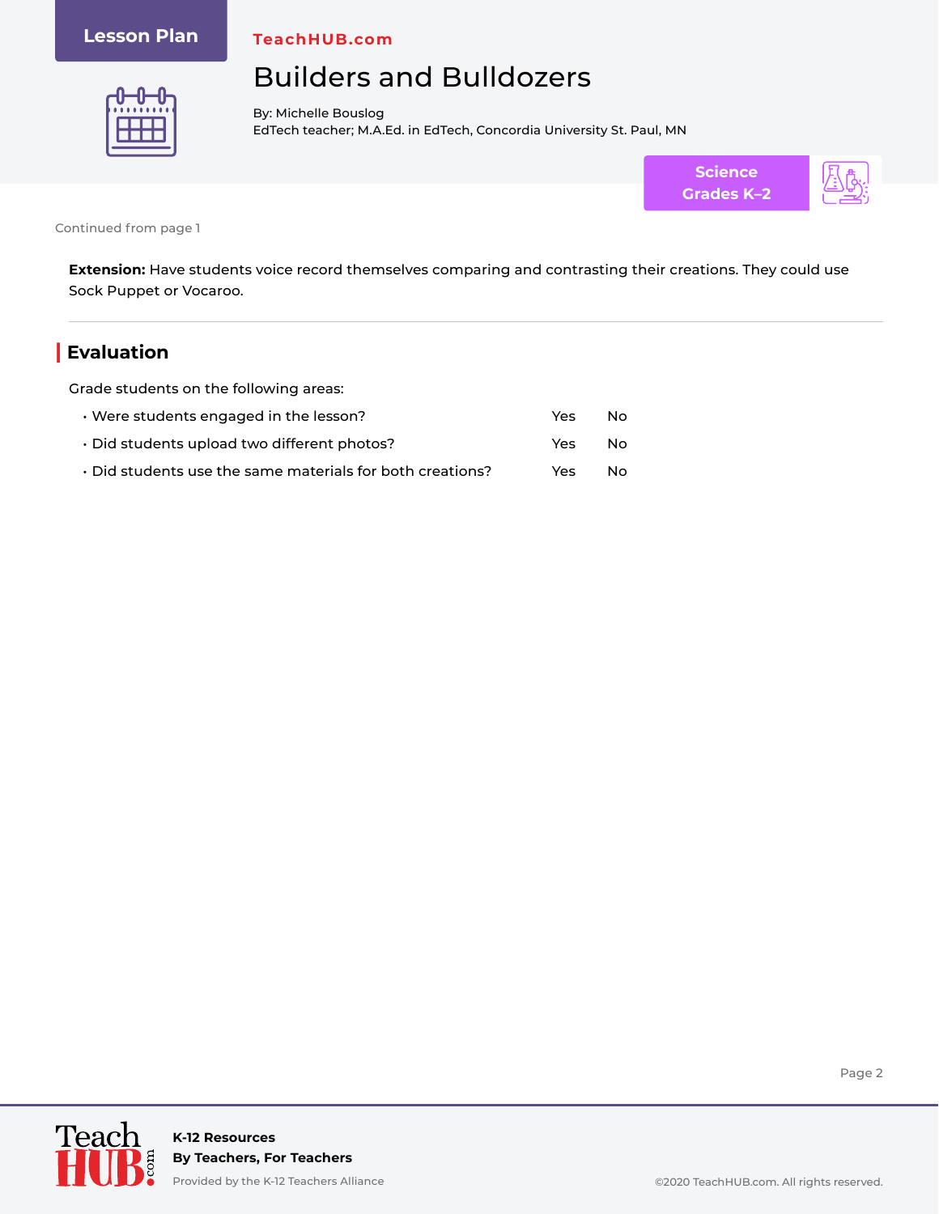Continued from page 1

**Extension:** Have students voice record themselves comparing and contrasting their creations. They could use Sock Puppet or Vocaroo.

## Evaluation

Grade students on the following areas:

| | | |
|---|---|---|
| • Were students engaged in the lesson? | Yes | No |
| • Did students upload two different photos? | Yes | No |
| • Did students use the same materials for both creations? | Yes | No |